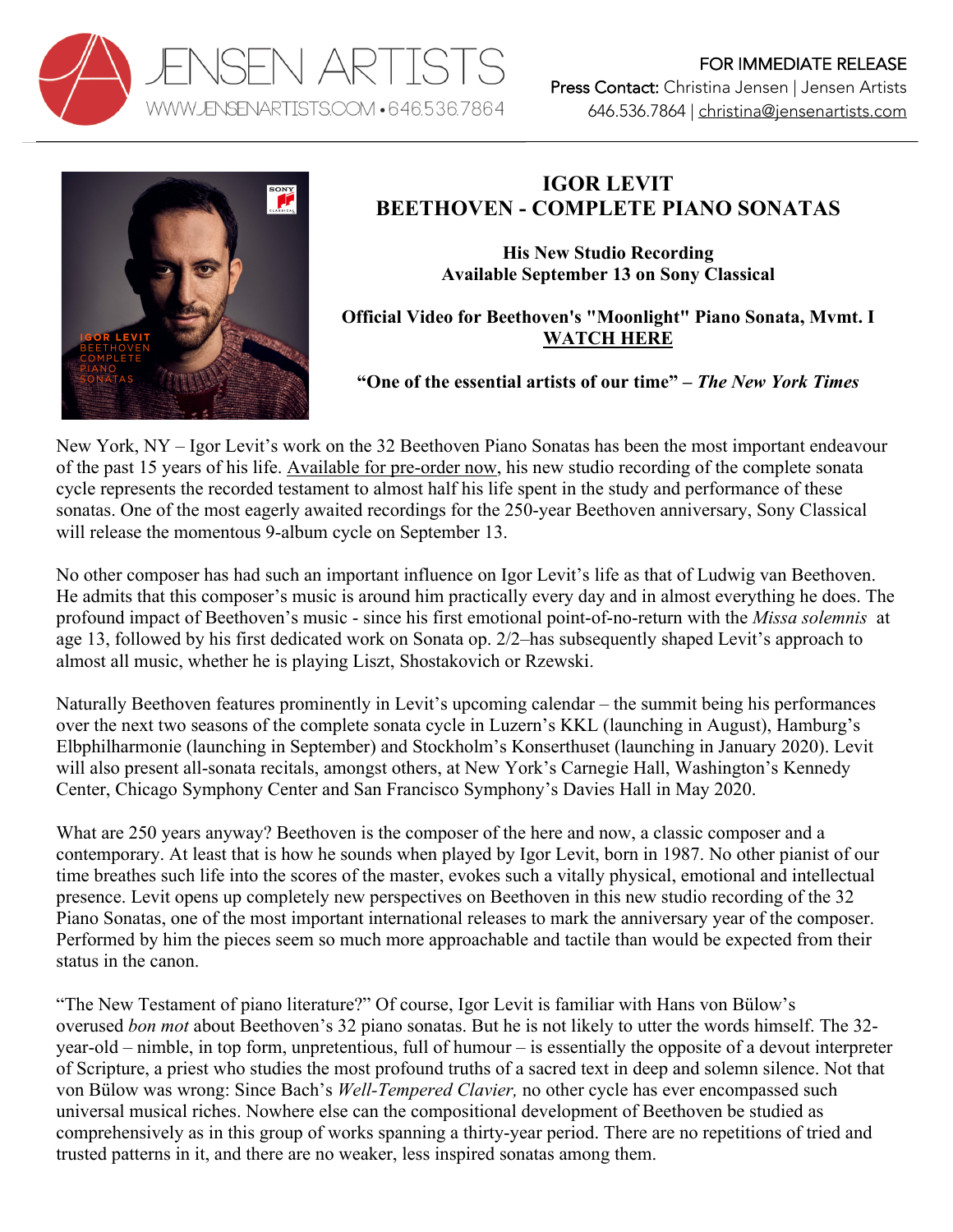JENSEN ARTISTS
WWW.JENSENARTISTS.COM • 646.536.7864

FOR IMMEDIATE RELEASE
**Press Contact:** Christina Jensen | Jensen Artists
646.536.7864 | christina@jensenartists.com

# IGOR LEVIT
# BEETHOVEN - COMPLETE PIANO SONATAS

**His New Studio Recording**
**Available September 13 on Sony Classical**

**Official Video for Beethoven's "Moonlight" Piano Sonata, Mvmt. I**
**WATCH HERE**

**"One of the essential artists of our time" – *The New York Times***

New York, NY – Igor Levit's work on the 32 Beethoven Piano Sonatas has been the most important endeavour of the past 15 years of his life. Available for pre-order now, his new studio recording of the complete sonata cycle represents the recorded testament to almost half his life spent in the study and performance of these sonatas. One of the most eagerly awaited recordings for the 250-year Beethoven anniversary, Sony Classical will release the momentous 9-album cycle on September 13.

No other composer has had such an important influence on Igor Levit's life as that of Ludwig van Beethoven. He admits that this composer's music is around him practically every day and in almost everything he does. The profound impact of Beethoven's music - since his first emotional point-of-no-return with the *Missa solemnis* at age 13, followed by his first dedicated work on Sonata op. 2/2–has subsequently shaped Levit's approach to almost all music, whether he is playing Liszt, Shostakovich or Rzewski.

Naturally Beethoven features prominently in Levit's upcoming calendar – the summit being his performances over the next two seasons of the complete sonata cycle in Luzern's KKL (launching in August), Hamburg's Elbphilharmonie (launching in September) and Stockholm's Konserthuset (launching in January 2020). Levit will also present all-sonata recitals, amongst others, at New York's Carnegie Hall, Washington's Kennedy Center, Chicago Symphony Center and San Francisco Symphony's Davies Hall in May 2020.

What are 250 years anyway? Beethoven is the composer of the here and now, a classic composer and a contemporary. At least that is how he sounds when played by Igor Levit, born in 1987. No other pianist of our time breathes such life into the scores of the master, evokes such a vitally physical, emotional and intellectual presence. Levit opens up completely new perspectives on Beethoven in this new studio recording of the 32 Piano Sonatas, one of the most important international releases to mark the anniversary year of the composer. Performed by him the pieces seem so much more approachable and tactile than would be expected from their status in the canon.

"The New Testament of piano literature?" Of course, Igor Levit is familiar with Hans von Bülow's overused *bon mot* about Beethoven's 32 piano sonatas. But he is not likely to utter the words himself. The 32-year-old – nimble, in top form, unpretentious, full of humour – is essentially the opposite of a devout interpreter of Scripture, a priest who studies the most profound truths of a sacred text in deep and solemn silence. Not that von Bülow was wrong: Since Bach's *Well-Tempered Clavier,* no other cycle has ever encompassed such universal musical riches. Nowhere else can the compositional development of Beethoven be studied as comprehensively as in this group of works spanning a thirty-year period. There are no repetitions of tried and trusted patterns in it, and there are no weaker, less inspired sonatas among them.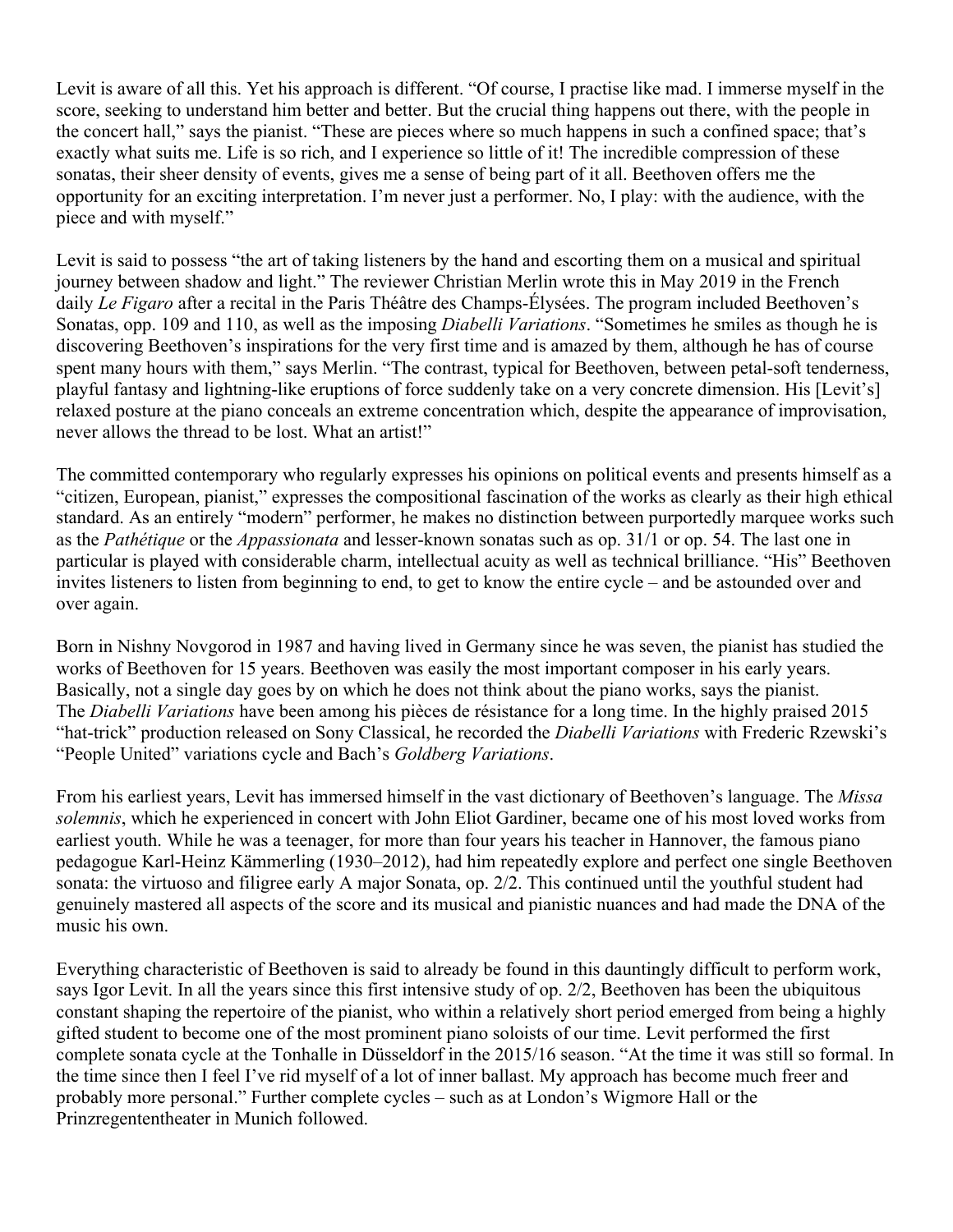Levit is aware of all this. Yet his approach is different. “Of course, I practise like mad. I immerse myself in the score, seeking to understand him better and better. But the crucial thing happens out there, with the people in the concert hall,” says the pianist. “These are pieces where so much happens in such a confined space; that’s exactly what suits me. Life is so rich, and I experience so little of it! The incredible compression of these sonatas, their sheer density of events, gives me a sense of being part of it all. Beethoven offers me the opportunity for an exciting interpretation. I’m never just a performer. No, I play: with the audience, with the piece and with myself.”

Levit is said to possess “the art of taking listeners by the hand and escorting them on a musical and spiritual journey between shadow and light.” The reviewer Christian Merlin wrote this in May 2019 in the French daily *Le Figaro* after a recital in the Paris Théâtre des Champs-Élysées. The program included Beethoven’s Sonatas, opp. 109 and 110, as well as the imposing *Diabelli Variations*. “Sometimes he smiles as though he is discovering Beethoven’s inspirations for the very first time and is amazed by them, although he has of course spent many hours with them,” says Merlin. “The contrast, typical for Beethoven, between petal-soft tenderness, playful fantasy and lightning-like eruptions of force suddenly take on a very concrete dimension. His [Levit’s] relaxed posture at the piano conceals an extreme concentration which, despite the appearance of improvisation, never allows the thread to be lost. What an artist!”

The committed contemporary who regularly expresses his opinions on political events and presents himself as a “citizen, European, pianist,” expresses the compositional fascination of the works as clearly as their high ethical standard. As an entirely “modern” performer, he makes no distinction between purportedly marquee works such as the *Pathétique* or the *Appassionata* and lesser-known sonatas such as op. 31/1 or op. 54. The last one in particular is played with considerable charm, intellectual acuity as well as technical brilliance. “His” Beethoven invites listeners to listen from beginning to end, to get to know the entire cycle – and be astounded over and over again.

Born in Nishny Novgorod in 1987 and having lived in Germany since he was seven, the pianist has studied the works of Beethoven for 15 years. Beethoven was easily the most important composer in his early years. Basically, not a single day goes by on which he does not think about the piano works, says the pianist. The *Diabelli Variations* have been among his pièces de résistance for a long time. In the highly praised 2015 “hat-trick” production released on Sony Classical, he recorded the *Diabelli Variations* with Frederic Rzewski’s “People United” variations cycle and Bach’s *Goldberg Variations*.

From his earliest years, Levit has immersed himself in the vast dictionary of Beethoven’s language. The *Missa solemnis*, which he experienced in concert with John Eliot Gardiner, became one of his most loved works from earliest youth. While he was a teenager, for more than four years his teacher in Hannover, the famous piano pedagogue Karl-Heinz Kämmerling (1930–2012), had him repeatedly explore and perfect one single Beethoven sonata: the virtuoso and filigree early A major Sonata, op. 2/2. This continued until the youthful student had genuinely mastered all aspects of the score and its musical and pianistic nuances and had made the DNA of the music his own.

Everything characteristic of Beethoven is said to already be found in this dauntingly difficult to perform work, says Igor Levit. In all the years since this first intensive study of op. 2/2, Beethoven has been the ubiquitous constant shaping the repertoire of the pianist, who within a relatively short period emerged from being a highly gifted student to become one of the most prominent piano soloists of our time. Levit performed the first complete sonata cycle at the Tonhalle in Düsseldorf in the 2015/16 season. “At the time it was still so formal. In the time since then I feel I’ve rid myself of a lot of inner ballast. My approach has become much freer and probably more personal.” Further complete cycles – such as at London’s Wigmore Hall or the Prinzregententheater in Munich followed.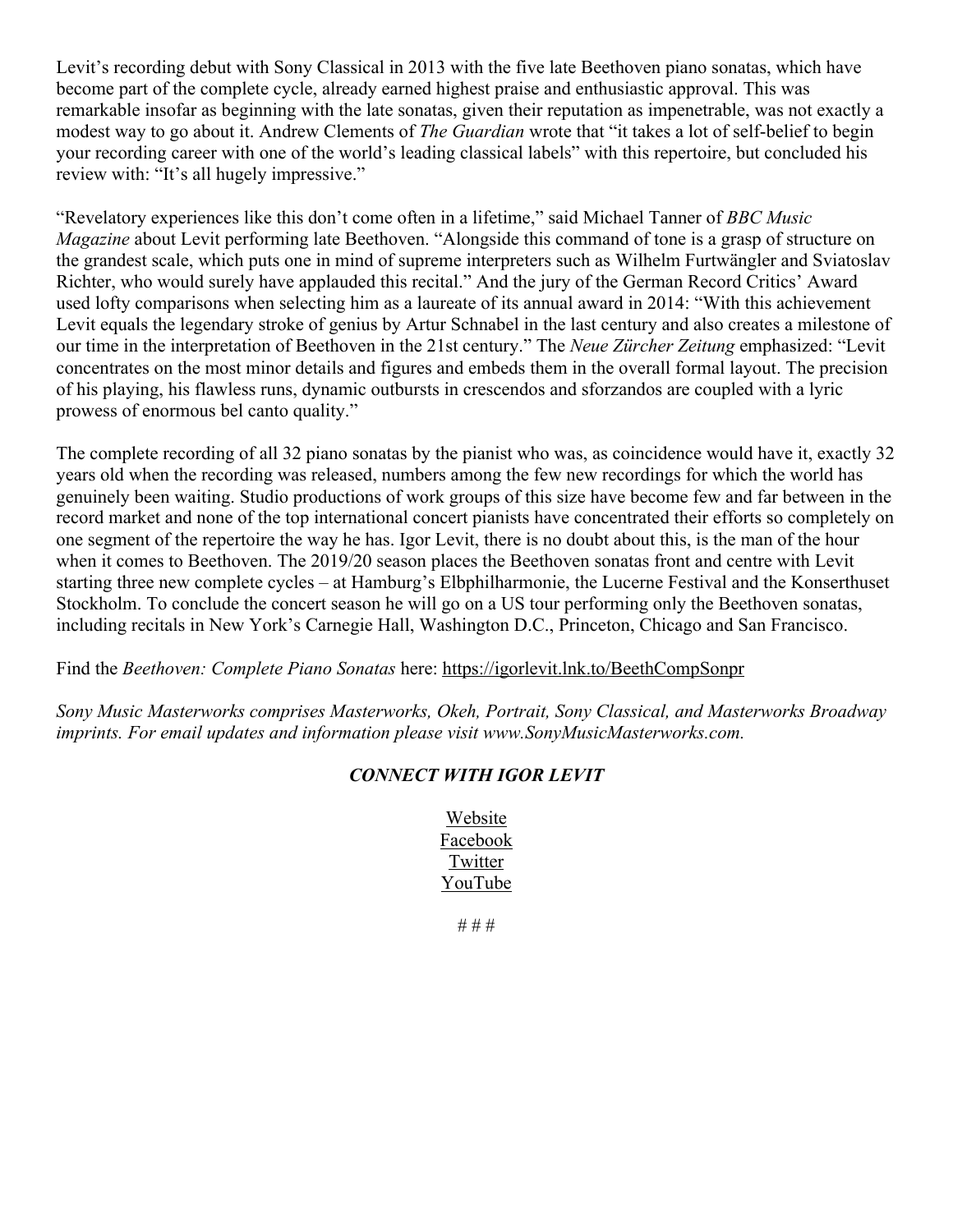Levit's recording debut with Sony Classical in 2013 with the five late Beethoven piano sonatas, which have become part of the complete cycle, already earned highest praise and enthusiastic approval. This was remarkable insofar as beginning with the late sonatas, given their reputation as impenetrable, was not exactly a modest way to go about it. Andrew Clements of *The Guardian* wrote that "it takes a lot of self-belief to begin your recording career with one of the world's leading classical labels" with this repertoire, but concluded his review with: "It's all hugely impressive."

"Revelatory experiences like this don't come often in a lifetime," said Michael Tanner of *BBC Music Magazine* about Levit performing late Beethoven. "Alongside this command of tone is a grasp of structure on the grandest scale, which puts one in mind of supreme interpreters such as Wilhelm Furtwängler and Sviatoslav Richter, who would surely have applauded this recital." And the jury of the German Record Critics' Award used lofty comparisons when selecting him as a laureate of its annual award in 2014: "With this achievement Levit equals the legendary stroke of genius by Artur Schnabel in the last century and also creates a milestone of our time in the interpretation of Beethoven in the 21st century." The *Neue Zürcher Zeitung* emphasized: "Levit concentrates on the most minor details and figures and embeds them in the overall formal layout. The precision of his playing, his flawless runs, dynamic outbursts in crescendos and sforzandos are coupled with a lyric prowess of enormous bel canto quality."

The complete recording of all 32 piano sonatas by the pianist who was, as coincidence would have it, exactly 32 years old when the recording was released, numbers among the few new recordings for which the world has genuinely been waiting. Studio productions of work groups of this size have become few and far between in the record market and none of the top international concert pianists have concentrated their efforts so completely on one segment of the repertoire the way he has. Igor Levit, there is no doubt about this, is the man of the hour when it comes to Beethoven. The 2019/20 season places the Beethoven sonatas front and centre with Levit starting three new complete cycles – at Hamburg's Elbphilharmonie, the Lucerne Festival and the Konserthuset Stockholm. To conclude the concert season he will go on a US tour performing only the Beethoven sonatas, including recitals in New York's Carnegie Hall, Washington D.C., Princeton, Chicago and San Francisco.

Find the *Beethoven: Complete Piano Sonatas* here: https://igorlevit.lnk.to/BeethCompSonpr

*Sony Music Masterworks comprises Masterworks, Okeh, Portrait, Sony Classical, and Masterworks Broadway imprints. For email updates and information please visit www.SonyMusicMasterworks.com.*

***CONNECT WITH IGOR LEVIT***

Website
Facebook
Twitter
YouTube

# # #